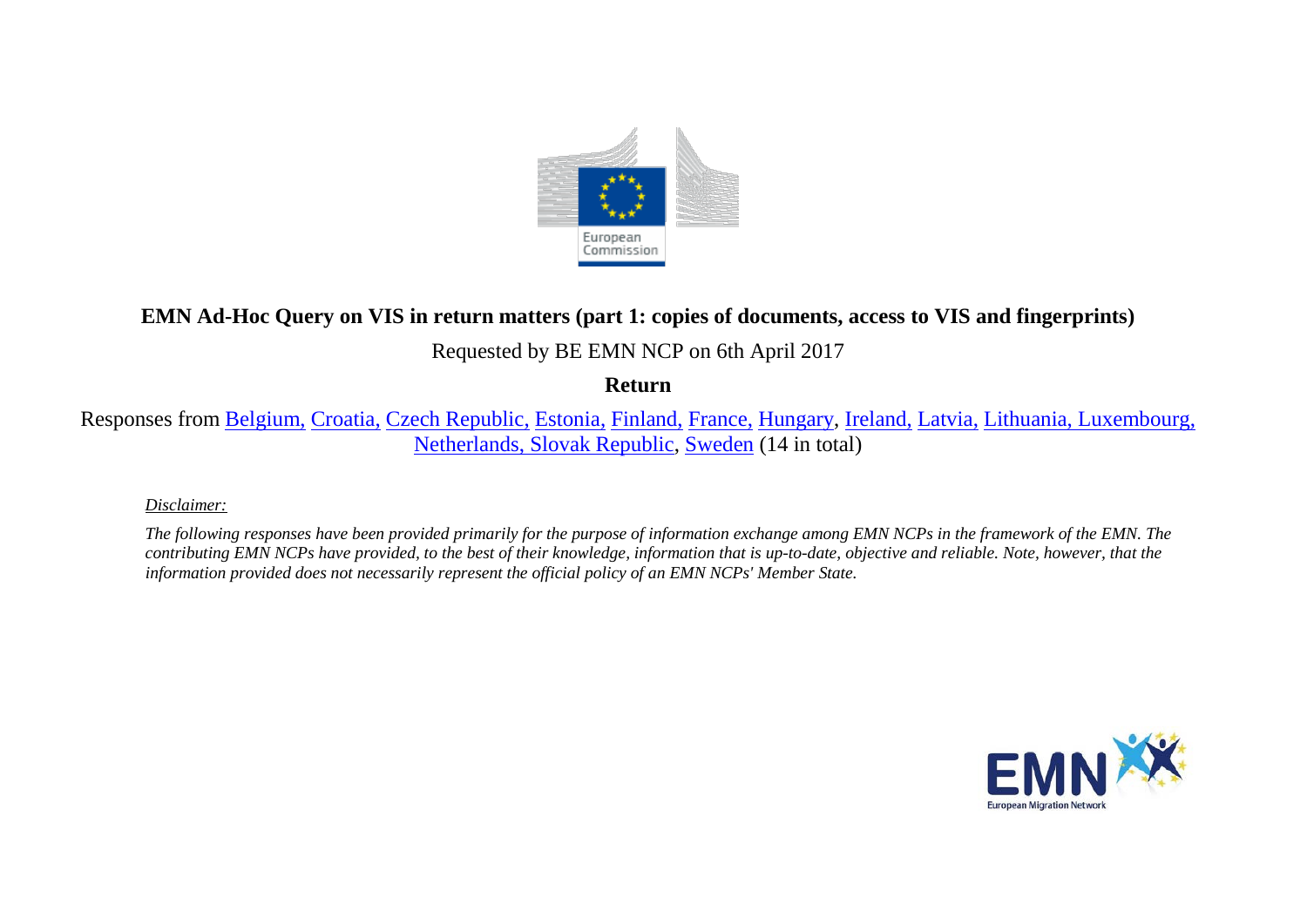**EMN Ad-Hoc Query on VIS in return matters (part 1: copies of documents, access to VIS and fingerprints)**

Requested by BE EMN NCP on 6th April 2017

**Return**

Responses from Belgium, Croatia, Czech Republic, Estonia, Finland, France, Hungary, Ireland, Latvia, Lithuania, Luxembourg, Netherlands, Slovak Republic, Sweden (14 in total)

*Disclaimer:*

*The following responses have been provided primarily for the purpose of information exchange among EMN NCPs in the framework of the EMN. The contributing EMN NCPs have provided, to the best of their knowledge, information that is up-to-date, objective and reliable. Note, however, that the information provided does not necessarily represent the official policy of an EMN NCPs' Member State.*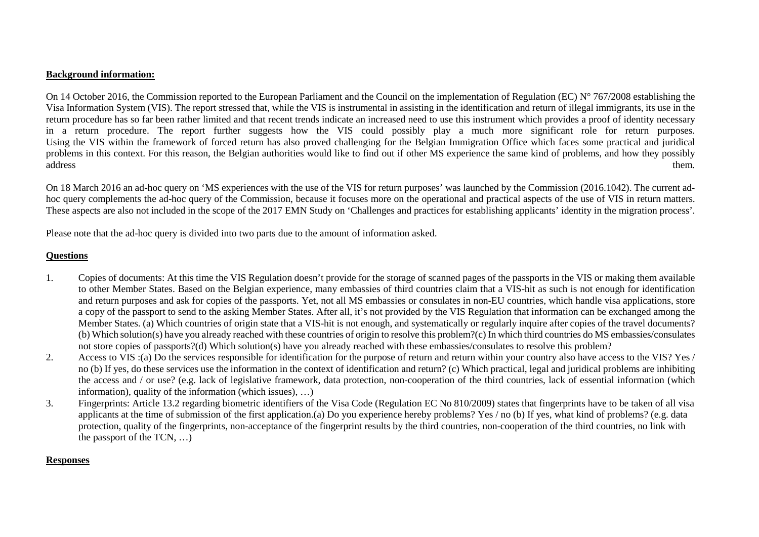**Background information:**

On 14 October 2016, the Commission reported to the European Parliament and the Council on the implementation of Regulation (EC) N° 767/2008 establishing the Visa Information System (VIS). The report stressed that, while the VIS is instrumental in assisting in the identification and return of illegal immigrants, its use in the return procedure has so far been rather limited and that recent trends indicate an increased need to use this instrument which provides a proof of identity necessary in a return procedure. The report further suggests how the VIS could possibly play a much more significant role for return purposes. Using the VIS within the framework of forced return has also proved challenging for the Belgian Immigration Office which faces some practical and juridical problems in this context. For this reason, the Belgian authorities would like to find out if other MS experience the same kind of problems, and how they possibly address them.

On 18 March 2016 an ad-hoc query on 'MS experiences with the use of the VIS for return purposes' was launched by the Commission (2016.1042). The current ad-hoc query complements the ad-hoc query of the Commission, because it focuses more on the operational and practical aspects of the use of VIS in return matters. These aspects are also not included in the scope of the 2017 EMN Study on 'Challenges and practices for establishing applicants' identity in the migration process'.

Please note that the ad-hoc query is divided into two parts due to the amount of information asked.

**Questions**

1. Copies of documents: At this time the VIS Regulation doesn't provide for the storage of scanned pages of the passports in the VIS or making them available to other Member States. Based on the Belgian experience, many embassies of third countries claim that a VIS-hit as such is not enough for identification and return purposes and ask for copies of the passports. Yet, not all MS embassies or consulates in non-EU countries, which handle visa applications, store a copy of the passport to send to the asking Member States. After all, it's not provided by the VIS Regulation that information can be exchanged among the Member States. (a) Which countries of origin state that a VIS-hit is not enough, and systematically or regularly inquire after copies of the travel documents? (b) Which solution(s) have you already reached with these countries of origin to resolve this problem?(c) In which third countries do MS embassies/consulates not store copies of passports?(d) Which solution(s) have you already reached with these embassies/consulates to resolve this problem?
2. Access to VIS :(a) Do the services responsible for identification for the purpose of return and return within your country also have access to the VIS? Yes / no (b) If yes, do these services use the information in the context of identification and return? (c) Which practical, legal and juridical problems are inhibiting the access and / or use? (e.g. lack of legislative framework, data protection, non-cooperation of the third countries, lack of essential information (which information), quality of the information (which issues), …)
3. Fingerprints: Article 13.2 regarding biometric identifiers of the Visa Code (Regulation EC No 810/2009) states that fingerprints have to be taken of all visa applicants at the time of submission of the first application.(a) Do you experience hereby problems? Yes / no (b) If yes, what kind of problems? (e.g. data protection, quality of the fingerprints, non-acceptance of the fingerprint results by the third countries, non-cooperation of the third countries, no link with the passport of the TCN, …)

**Responses**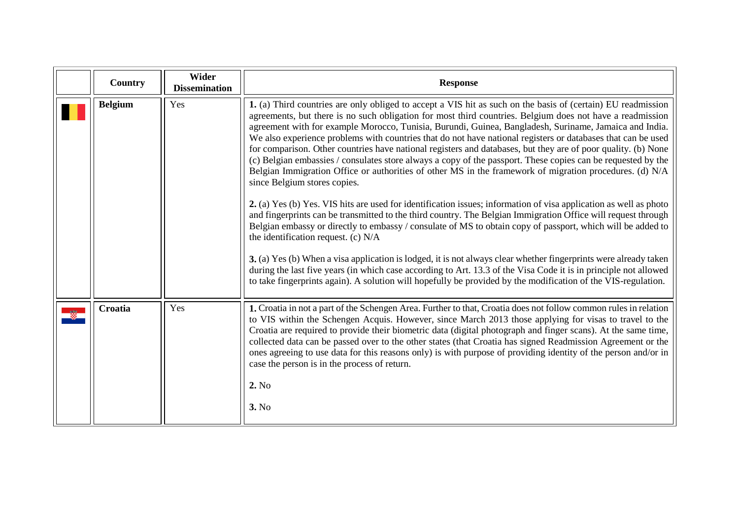| | Country | Wider Dissemination | Response |
|---|---|---|---|
| | **Belgium** | Yes | **1.** (a) Third countries are only obliged to accept a VIS hit as such on the basis of (certain) EU readmission agreements, but there is no such obligation for most third countries. Belgium does not have a readmission agreement with for example Morocco, Tunisia, Burundi, Guinea, Bangladesh, Suriname, Jamaica and India. We also experience problems with countries that do not have national registers or databases that can be used for comparison. Other countries have national registers and databases, but they are of poor quality. (b) None (c) Belgian embassies / consulates store always a copy of the passport. These copies can be requested by the Belgian Immigration Office or authorities of other MS in the framework of migration procedures. (d) N/A since Belgium stores copies.<br><br>**2.** (a) Yes (b) Yes. VIS hits are used for identification issues; information of visa application as well as photo and fingerprints can be transmitted to the third country. The Belgian Immigration Office will request through Belgian embassy or directly to embassy / consulate of MS to obtain copy of passport, which will be added to the identification request. (c) N/A<br><br>**3.** (a) Yes (b) When a visa application is lodged, it is not always clear whether fingerprints were already taken during the last five years (in which case according to Art. 13.3 of the Visa Code it is in principle not allowed to take fingerprints again). A solution will hopefully be provided by the modification of the VIS-regulation. |
| | **Croatia** | Yes | **1.** Croatia in not a part of the Schengen Area. Further to that, Croatia does not follow common rules in relation to VIS within the Schengen Acquis. However, since March 2013 those applying for visas to travel to the Croatia are required to provide their biometric data (digital photograph and finger scans). At the same time, collected data can be passed over to the other states (that Croatia has signed Readmission Agreement or the ones agreeing to use data for this reasons only) is with purpose of providing identity of the person and/or in case the person is in the process of return.<br><br>**2.** No<br><br>**3.** No |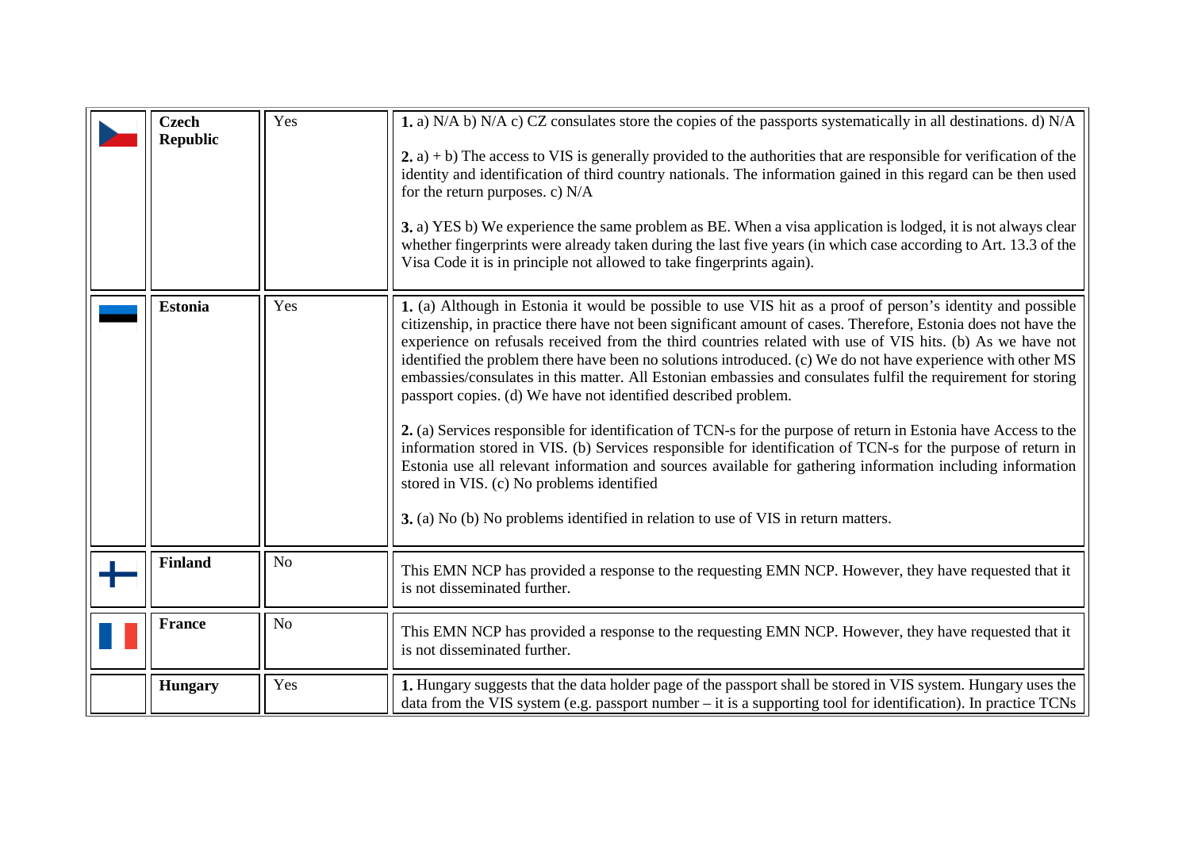| | **Czech Republic** | Yes | **1.** a) N/A b) N/A c) CZ consulates store the copies of the passports systematically in all destinations. d) N/A<br><br>**2.** a) + b) The access to VIS is generally provided to the authorities that are responsible for verification of the identity and identification of third country nationals. The information gained in this regard can be then used for the return purposes. c) N/A<br><br>**3.** a) YES b) We experience the same problem as BE. When a visa application is lodged, it is not always clear whether fingerprints were already taken during the last five years (in which case according to Art. 13.3 of the Visa Code it is in principle not allowed to take fingerprints again). |
|---|---|---|---|
| | **Estonia** | Yes | **1.** (a) Although in Estonia it would be possible to use VIS hit as a proof of person's identity and possible citizenship, in practice there have not been significant amount of cases. Therefore, Estonia does not have the experience on refusals received from the third countries related with use of VIS hits. (b) As we have not identified the problem there have been no solutions introduced. (c) We do not have experience with other MS embassies/consulates in this matter. All Estonian embassies and consulates fulfil the requirement for storing passport copies. (d) We have not identified described problem.<br><br>**2.** (a) Services responsible for identification of TCN-s for the purpose of return in Estonia have Access to the information stored in VIS. (b) Services responsible for identification of TCN-s for the purpose of return in Estonia use all relevant information and sources available for gathering information including information stored in VIS. (c) No problems identified<br><br>**3.** (a) No (b) No problems identified in relation to use of VIS in return matters. |
| | **Finland** | No | This EMN NCP has provided a response to the requesting EMN NCP. However, they have requested that it is not disseminated further. |
| | **France** | No | This EMN NCP has provided a response to the requesting EMN NCP. However, they have requested that it is not disseminated further. |
| | **Hungary** | Yes | **1.** Hungary suggests that the data holder page of the passport shall be stored in VIS system. Hungary uses the data from the VIS system (e.g. passport number – it is a supporting tool for identification). In practice TCNs |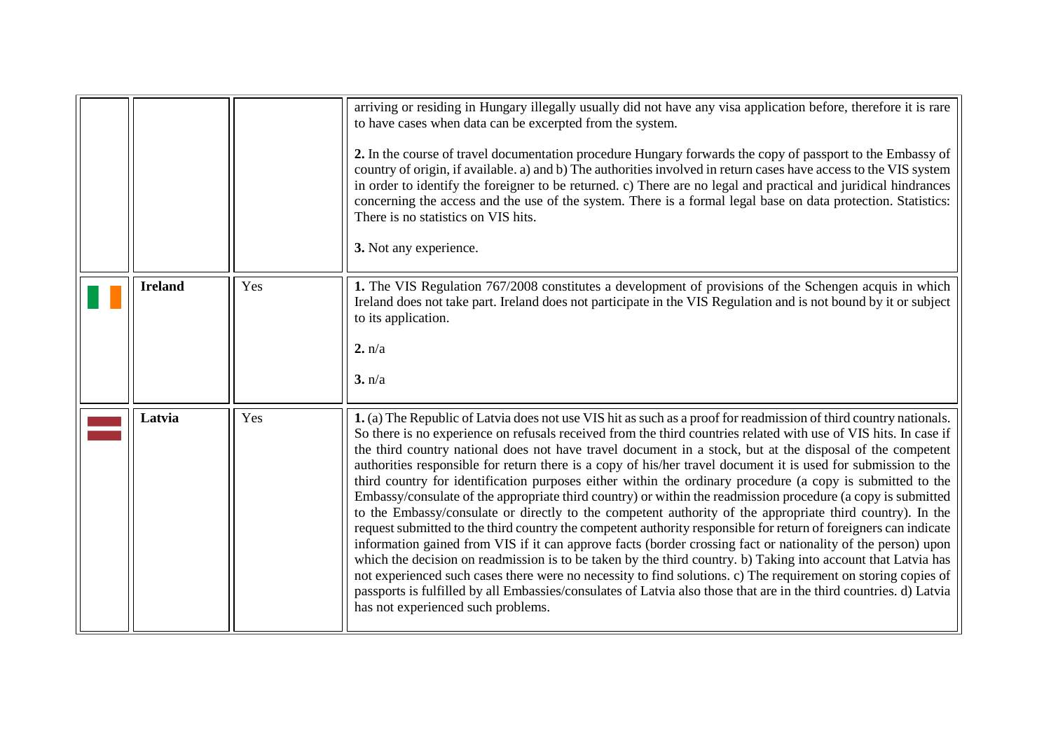|  |  |  |  |
|---|---|---|---|
|  |  |  | arriving or residing in Hungary illegally usually did not have any visa application before, therefore it is rare to have cases when data can be excerpted from the system.<br><br>**2.** In the course of travel documentation procedure Hungary forwards the copy of passport to the Embassy of country of origin, if available. a) and b) The authorities involved in return cases have access to the VIS system in order to identify the foreigner to be returned. c) There are no legal and practical and juridical hindrances concerning the access and the use of the system. There is a formal legal base on data protection. Statistics: There is no statistics on VIS hits.<br><br>**3.** Not any experience. |
|  | **Ireland** | Yes | **1.** The VIS Regulation 767/2008 constitutes a development of provisions of the Schengen acquis in which Ireland does not take part. Ireland does not participate in the VIS Regulation and is not bound by it or subject to its application.<br><br>**2.** n/a<br><br>**3.** n/a |
|  | **Latvia** | Yes | **1.** (a) The Republic of Latvia does not use VIS hit as such as a proof for readmission of third country nationals. So there is no experience on refusals received from the third countries related with use of VIS hits. In case if the third country national does not have travel document in a stock, but at the disposal of the competent authorities responsible for return there is a copy of his/her travel document it is used for submission to the third country for identification purposes either within the ordinary procedure (a copy is submitted to the Embassy/consulate of the appropriate third country) or within the readmission procedure (a copy is submitted to the Embassy/consulate or directly to the competent authority of the appropriate third country). In the request submitted to the third country the competent authority responsible for return of foreigners can indicate information gained from VIS if it can approve facts (border crossing fact or nationality of the person) upon which the decision on readmission is to be taken by the third country. b) Taking into account that Latvia has not experienced such cases there were no necessity to find solutions. c) The requirement on storing copies of passports is fulfilled by all Embassies/consulates of Latvia also those that are in the third countries. d) Latvia has not experienced such problems. |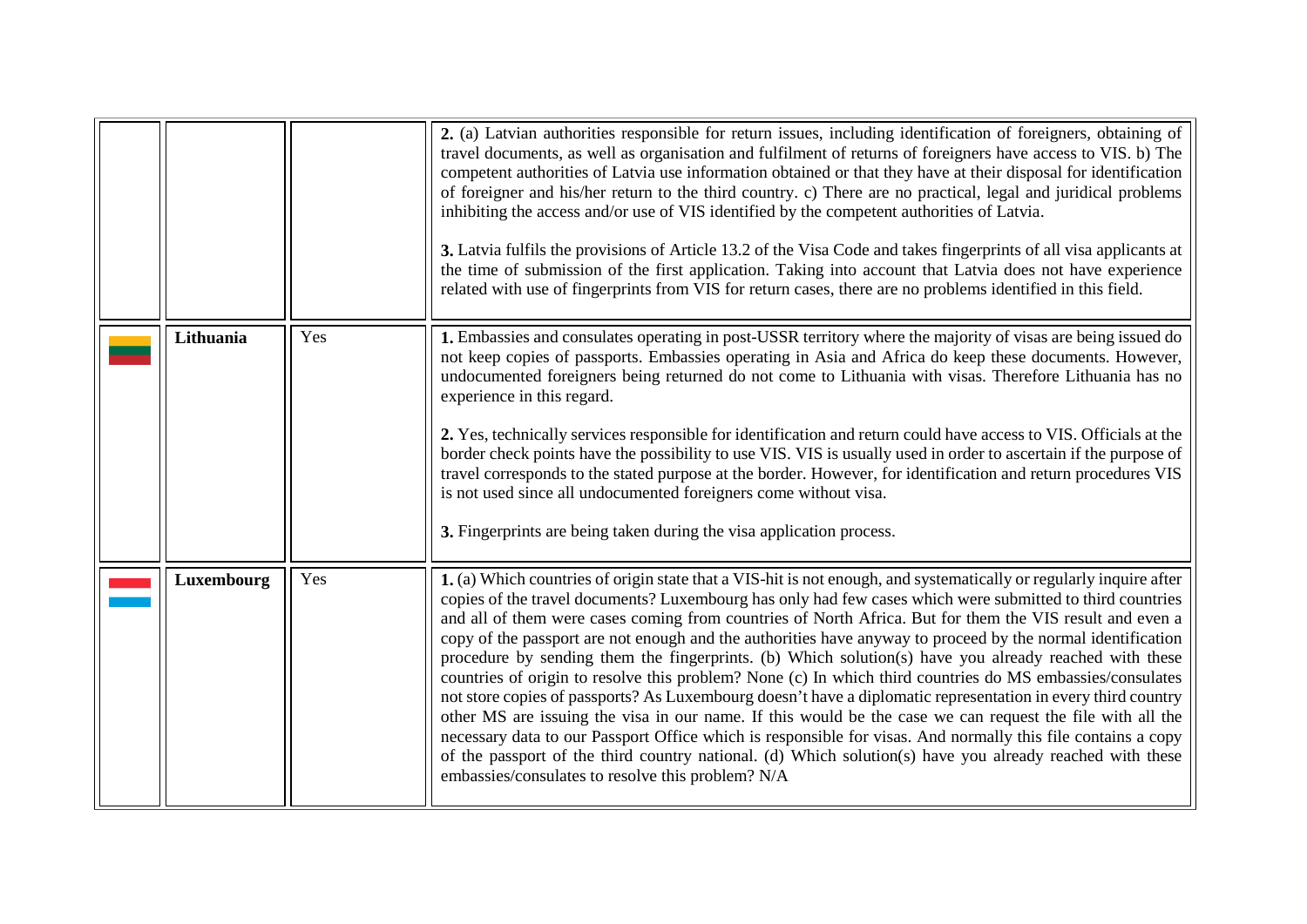| | | | |
|---|---|---|---|
| | | | **2.** (a) Latvian authorities responsible for return issues, including identification of foreigners, obtaining of travel documents, as well as organisation and fulfilment of returns of foreigners have access to VIS. b) The competent authorities of Latvia use information obtained or that they have at their disposal for identification of foreigner and his/her return to the third country. c) There are no practical, legal and juridical problems inhibiting the access and/or use of VIS identified by the competent authorities of Latvia.<br><br>**3.** Latvia fulfils the provisions of Article 13.2 of the Visa Code and takes fingerprints of all visa applicants at the time of submission of the first application. Taking into account that Latvia does not have experience related with use of fingerprints from VIS for return cases, there are no problems identified in this field. |
| | **Lithuania** | Yes | **1.** Embassies and consulates operating in post-USSR territory where the majority of visas are being issued do not keep copies of passports. Embassies operating in Asia and Africa do keep these documents. However, undocumented foreigners being returned do not come to Lithuania with visas. Therefore Lithuania has no experience in this regard.<br><br>**2.** Yes, technically services responsible for identification and return could have access to VIS. Officials at the border check points have the possibility to use VIS. VIS is usually used in order to ascertain if the purpose of travel corresponds to the stated purpose at the border. However, for identification and return procedures VIS is not used since all undocumented foreigners come without visa.<br><br>**3.** Fingerprints are being taken during the visa application process. |
| | **Luxembourg** | Yes | **1.** (a) Which countries of origin state that a VIS-hit is not enough, and systematically or regularly inquire after copies of the travel documents? Luxembourg has only had few cases which were submitted to third countries and all of them were cases coming from countries of North Africa. But for them the VIS result and even a copy of the passport are not enough and the authorities have anyway to proceed by the normal identification procedure by sending them the fingerprints. (b) Which solution(s) have you already reached with these countries of origin to resolve this problem? None (c) In which third countries do MS embassies/consulates not store copies of passports? As Luxembourg doesn't have a diplomatic representation in every third country other MS are issuing the visa in our name. If this would be the case we can request the file with all the necessary data to our Passport Office which is responsible for visas. And normally this file contains a copy of the passport of the third country national. (d) Which solution(s) have you already reached with these embassies/consulates to resolve this problem? N/A |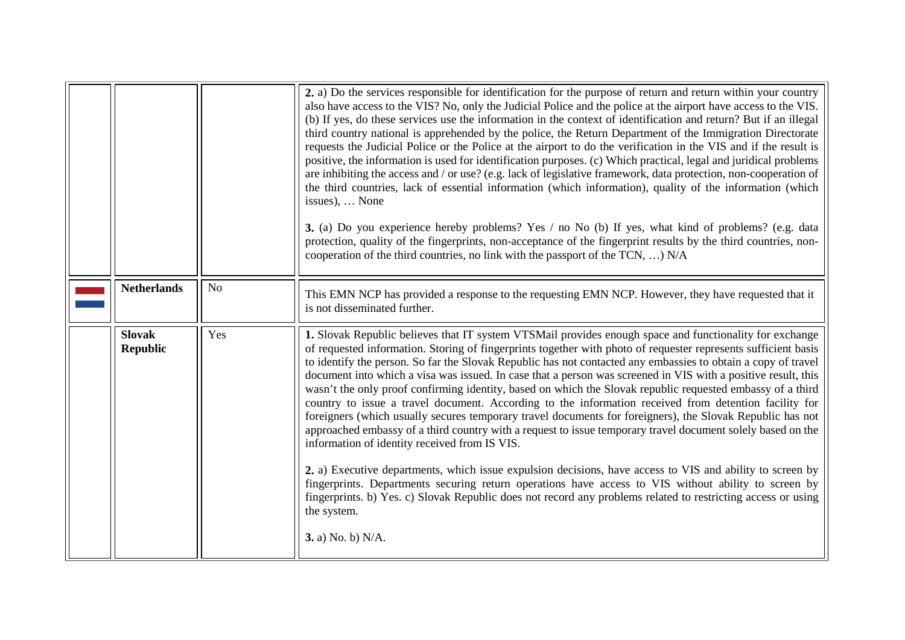| | | | |
|---|---|---|---|
| | | | **2.** a) Do the services responsible for identification for the purpose of return and return within your country also have access to the VIS? No, only the Judicial Police and the police at the airport have access to the VIS. (b) If yes, do these services use the information in the context of identification and return? But if an illegal third country national is apprehended by the police, the Return Department of the Immigration Directorate requests the Judicial Police or the Police at the airport to do the verification in the VIS and if the result is positive, the information is used for identification purposes. (c) Which practical, legal and juridical problems are inhibiting the access and / or use? (e.g. lack of legislative framework, data protection, non-cooperation of the third countries, lack of essential information (which information), quality of the information (which issues), … None<br><br>**3.** (a) Do you experience hereby problems? Yes / no No (b) If yes, what kind of problems? (e.g. data protection, quality of the fingerprints, non-acceptance of the fingerprint results by the third countries, non-cooperation of the third countries, no link with the passport of the TCN, …) N/A |
| | **Netherlands** | No | This EMN NCP has provided a response to the requesting EMN NCP. However, they have requested that it is not disseminated further. |
| | **Slovak Republic** | Yes | **1.** Slovak Republic believes that IT system VTSMail provides enough space and functionality for exchange of requested information. Storing of fingerprints together with photo of requester represents sufficient basis to identify the person. So far the Slovak Republic has not contacted any embassies to obtain a copy of travel document into which a visa was issued. In case that a person was screened in VIS with a positive result, this wasn't the only proof confirming identity, based on which the Slovak republic requested embassy of a third country to issue a travel document. According to the information received from detention facility for foreigners (which usually secures temporary travel documents for foreigners), the Slovak Republic has not approached embassy of a third country with a request to issue temporary travel document solely based on the information of identity received from IS VIS.<br><br>**2.** a) Executive departments, which issue expulsion decisions, have access to VIS and ability to screen by fingerprints. Departments securing return operations have access to VIS without ability to screen by fingerprints. b) Yes. c) Slovak Republic does not record any problems related to restricting access or using the system.<br><br>**3.** a) No. b) N/A. |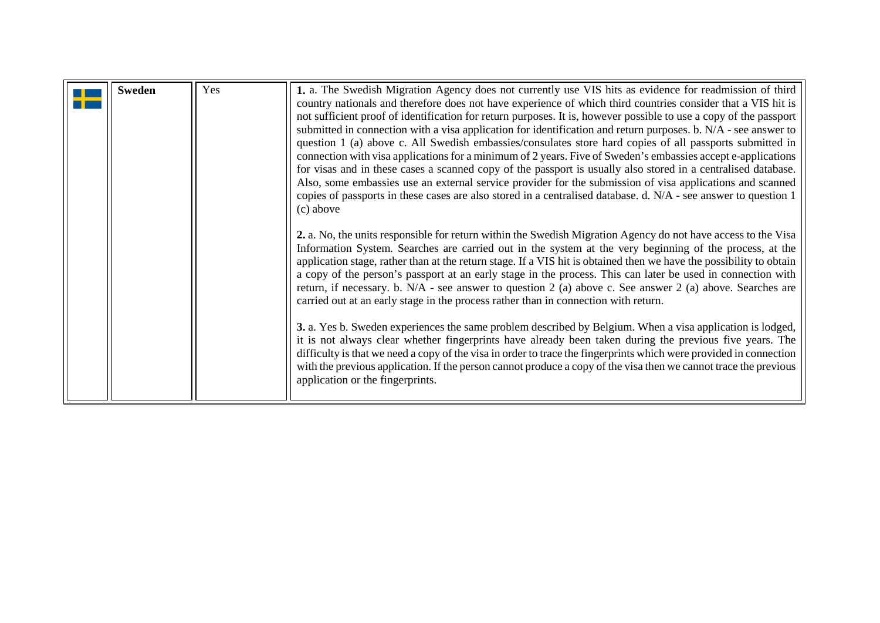| | | | |
|---|---|---|---|
| | **Sweden** | Yes | **1.** a. The Swedish Migration Agency does not currently use VIS hits as evidence for readmission of third country nationals and therefore does not have experience of which third countries consider that a VIS hit is not sufficient proof of identification for return purposes. It is, however possible to use a copy of the passport submitted in connection with a visa application for identification and return purposes. b. N/A - see answer to question 1 (a) above c. All Swedish embassies/consulates store hard copies of all passports submitted in connection with visa applications for a minimum of 2 years. Five of Sweden's embassies accept e-applications for visas and in these cases a scanned copy of the passport is usually also stored in a centralised database. Also, some embassies use an external service provider for the submission of visa applications and scanned copies of passports in these cases are also stored in a centralised database. d. N/A - see answer to question 1 (c) above<br><br>**2.** a. No, the units responsible for return within the Swedish Migration Agency do not have access to the Visa Information System. Searches are carried out in the system at the very beginning of the process, at the application stage, rather than at the return stage. If a VIS hit is obtained then we have the possibility to obtain a copy of the person's passport at an early stage in the process. This can later be used in connection with return, if necessary. b. N/A - see answer to question 2 (a) above c. See answer 2 (a) above. Searches are carried out at an early stage in the process rather than in connection with return.<br><br>**3.** a. Yes b. Sweden experiences the same problem described by Belgium. When a visa application is lodged, it is not always clear whether fingerprints have already been taken during the previous five years. The difficulty is that we need a copy of the visa in order to trace the fingerprints which were provided in connection with the previous application. If the person cannot produce a copy of the visa then we cannot trace the previous application or the fingerprints. |